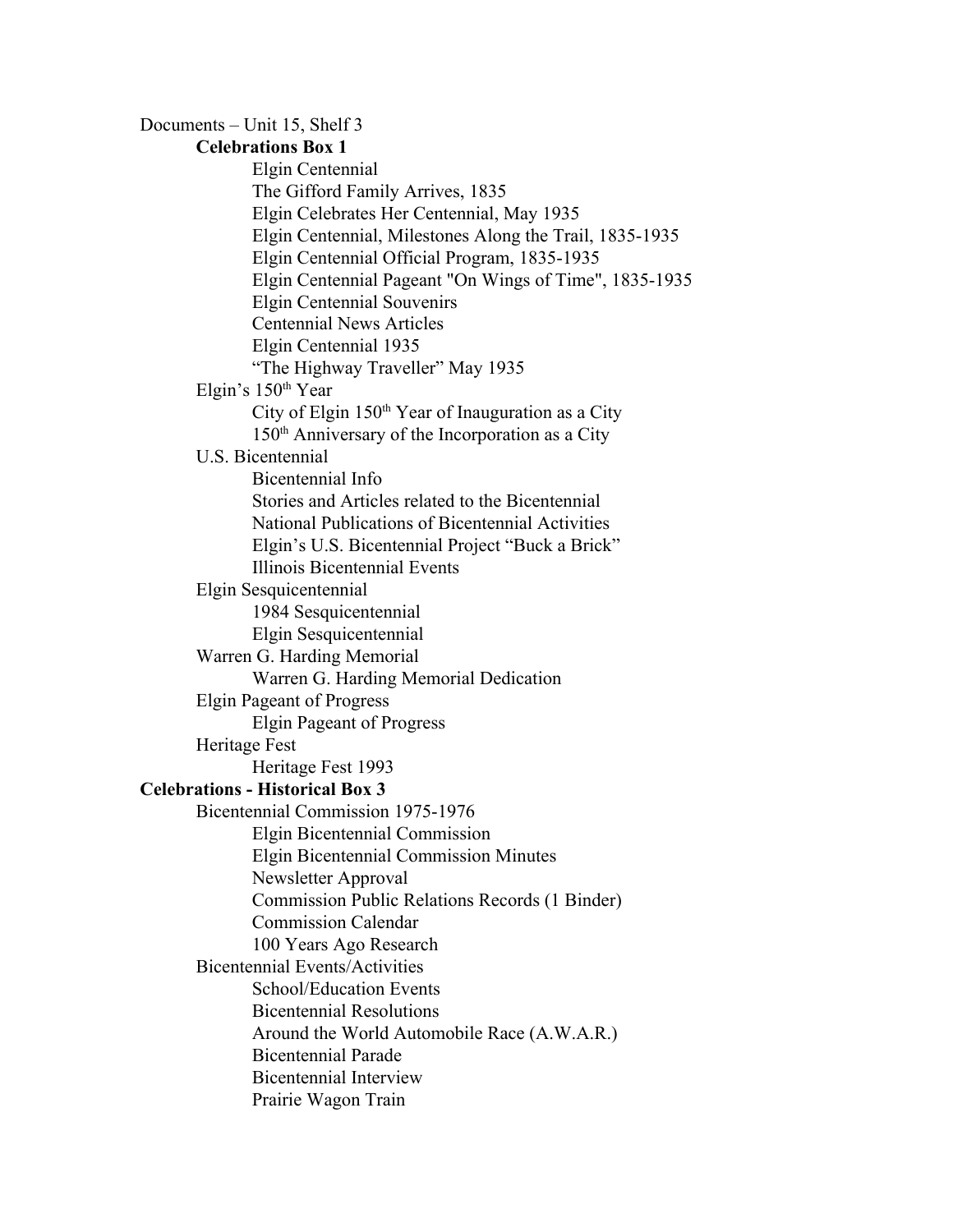Documents – Unit 15, Shelf 3

- **Celebrations Box 1**
  - Elgin Centennial
    - The Gifford Family Arrives, 1835
    - Elgin Celebrates Her Centennial, May 1935
    - Elgin Centennial, Milestones Along the Trail, 1835-1935
    - Elgin Centennial Official Program, 1835-1935
    - Elgin Centennial Pageant "On Wings of Time", 1835-1935
    - Elgin Centennial Souvenirs
    - Centennial News Articles
    - Elgin Centennial 1935
    - "The Highway Traveller" May 1935
  - Elgin's 150th Year
    - City of Elgin 150th Year of Inauguration as a City
    - 150th Anniversary of the Incorporation as a City
  - U.S. Bicentennial
    - Bicentennial Info
    - Stories and Articles related to the Bicentennial
    - National Publications of Bicentennial Activities
    - Elgin's U.S. Bicentennial Project "Buck a Brick"
    - Illinois Bicentennial Events
  - Elgin Sesquicentennial
    - 1984 Sesquicentennial
    - Elgin Sesquicentennial
  - Warren G. Harding Memorial
    - Warren G. Harding Memorial Dedication
  - Elgin Pageant of Progress
    - Elgin Pageant of Progress
  - Heritage Fest
    - Heritage Fest 1993
- **Celebrations - Historical Box 3**
  - Bicentennial Commission 1975-1976
    - Elgin Bicentennial Commission
    - Elgin Bicentennial Commission Minutes
    - Newsletter Approval
    - Commission Public Relations Records (1 Binder)
    - Commission Calendar
    - 100 Years Ago Research
  - Bicentennial Events/Activities
    - School/Education Events
    - Bicentennial Resolutions
    - Around the World Automobile Race (A.W.A.R.)
    - Bicentennial Parade
    - Bicentennial Interview
    - Prairie Wagon Train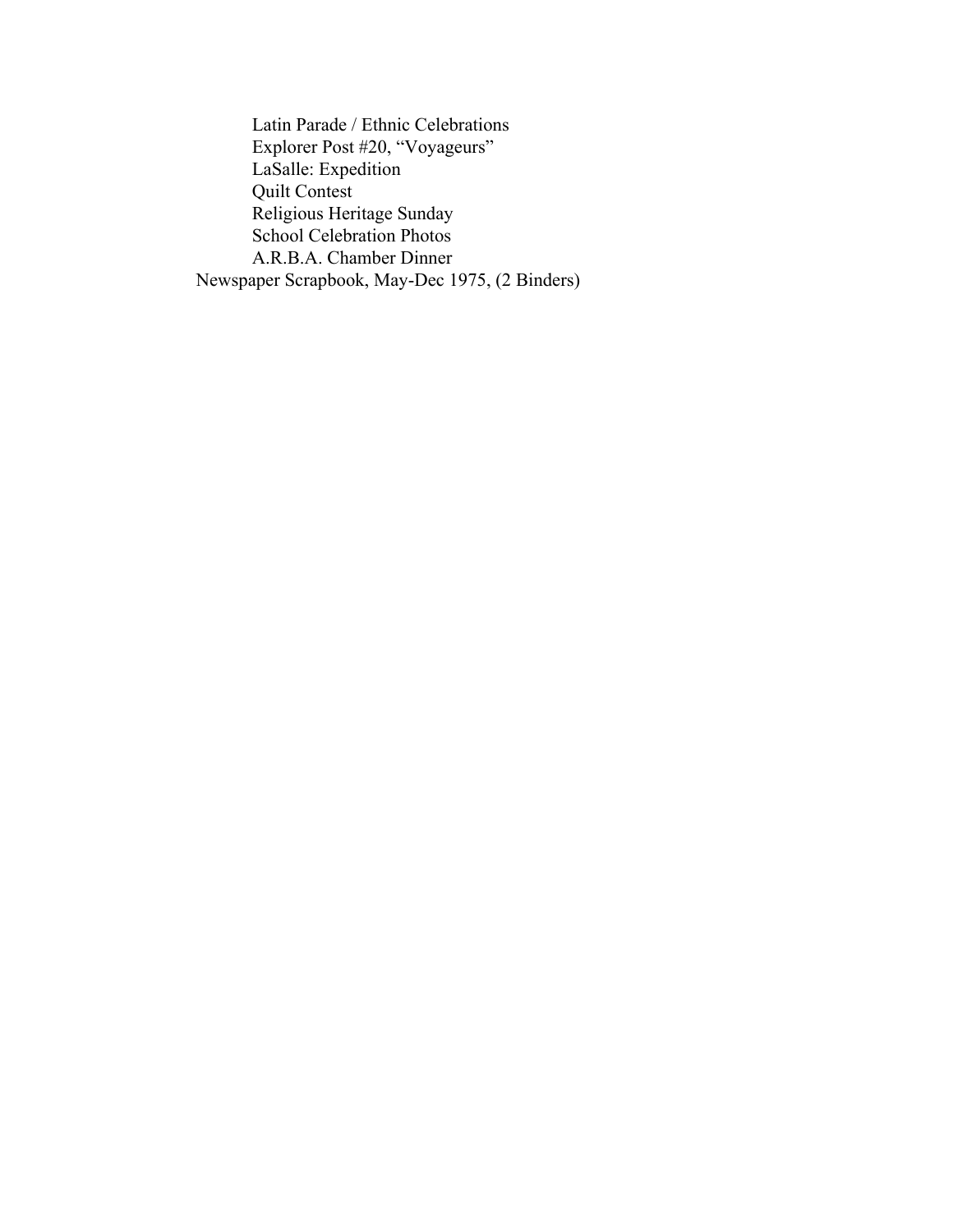- Latin Parade / Ethnic Celebrations
- Explorer Post #20, "Voyageurs"
- LaSalle: Expedition
- Quilt Contest
- Religious Heritage Sunday
- School Celebration Photos
- A.R.B.A. Chamber Dinner

Newspaper Scrapbook, May-Dec 1975, (2 Binders)